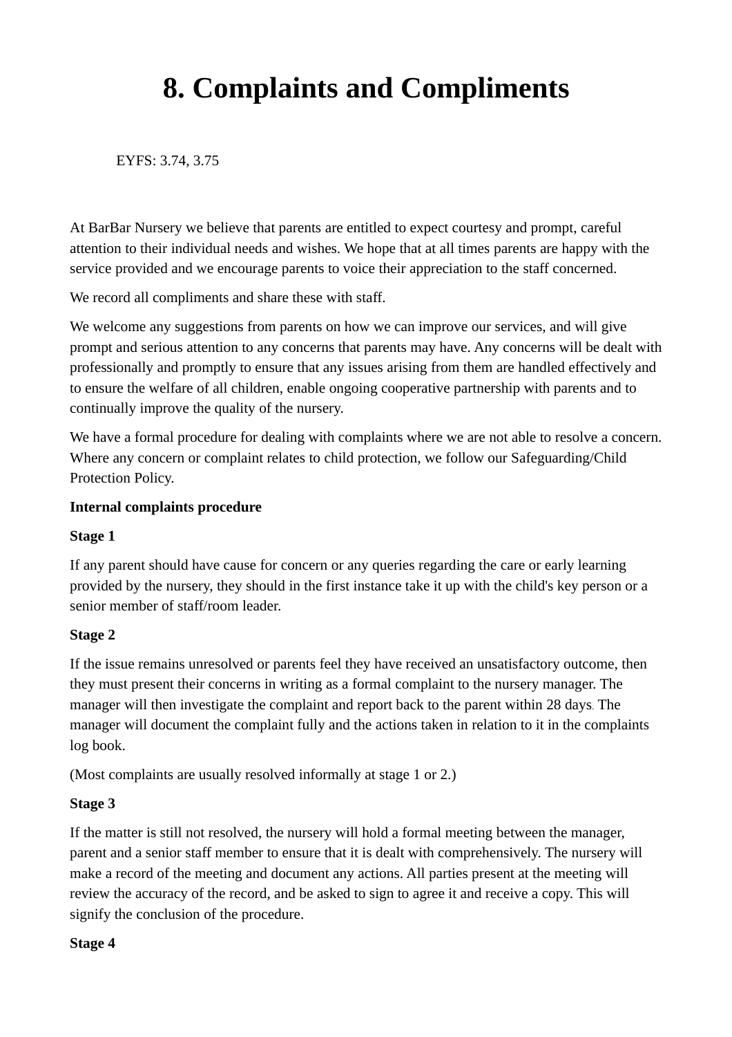# 8. Complaints and Compliments

EYFS: 3.74, 3.75

At BarBar Nursery we believe that parents are entitled to expect courtesy and prompt, careful attention to their individual needs and wishes. We hope that at all times parents are happy with the service provided and we encourage parents to voice their appreciation to the staff concerned.

We record all compliments and share these with staff.

We welcome any suggestions from parents on how we can improve our services, and will give prompt and serious attention to any concerns that parents may have. Any concerns will be dealt with professionally and promptly to ensure that any issues arising from them are handled effectively and to ensure the welfare of all children, enable ongoing cooperative partnership with parents and to continually improve the quality of the nursery.

We have a formal procedure for dealing with complaints where we are not able to resolve a concern. Where any concern or complaint relates to child protection, we follow our Safeguarding/Child Protection Policy.

**Internal complaints procedure**

**Stage 1**

If any parent should have cause for concern or any queries regarding the care or early learning provided by the nursery, they should in the first instance take it up with the child's key person or a senior member of staff/room leader.

**Stage 2**

If the issue remains unresolved or parents feel they have received an unsatisfactory outcome, then they must present their concerns in writing as a formal complaint to the nursery manager. The manager will then investigate the complaint and report back to the parent within 28 days. The manager will document the complaint fully and the actions taken in relation to it in the complaints log book.

(Most complaints are usually resolved informally at stage 1 or 2.)

**Stage 3**

If the matter is still not resolved, the nursery will hold a formal meeting between the manager, parent and a senior staff member to ensure that it is dealt with comprehensively. The nursery will make a record of the meeting and document any actions. All parties present at the meeting will review the accuracy of the record, and be asked to sign to agree it and receive a copy. This will signify the conclusion of the procedure.

**Stage 4**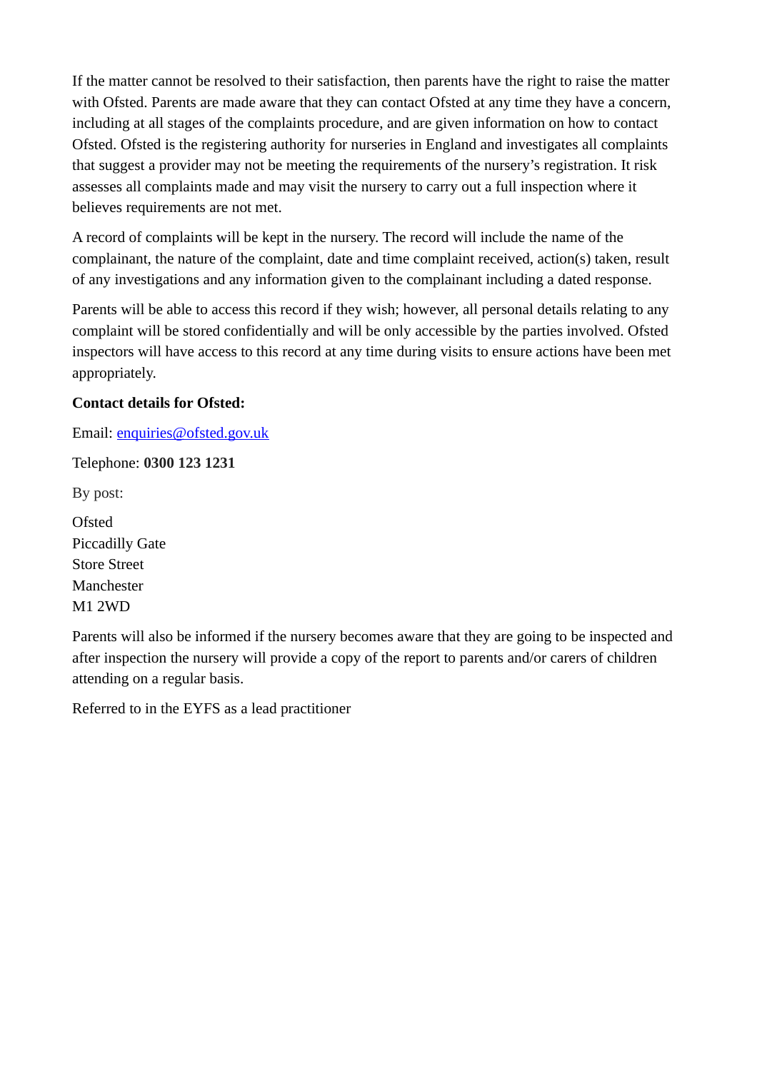If the matter cannot be resolved to their satisfaction, then parents have the right to raise the matter with Ofsted. Parents are made aware that they can contact Ofsted at any time they have a concern, including at all stages of the complaints procedure, and are given information on how to contact Ofsted. Ofsted is the registering authority for nurseries in England and investigates all complaints that suggest a provider may not be meeting the requirements of the nursery's registration. It risk assesses all complaints made and may visit the nursery to carry out a full inspection where it believes requirements are not met.

A record of complaints will be kept in the nursery. The record will include the name of the complainant, the nature of the complaint, date and time complaint received, action(s) taken, result of any investigations and any information given to the complainant including a dated response.

Parents will be able to access this record if they wish; however, all personal details relating to any complaint will be stored confidentially and will be only accessible by the parties involved. Ofsted inspectors will have access to this record at any time during visits to ensure actions have been met appropriately.

**Contact details for Ofsted:**

Email: [enquiries@ofsted.gov.uk](mailto:enquiries@ofsted.gov.uk)

Telephone: **0300 123 1231**

By post:

Ofsted
Piccadilly Gate
Store Street
Manchester
M1 2WD

Parents will also be informed if the nursery becomes aware that they are going to be inspected and after inspection the nursery will provide a copy of the report to parents and/or carers of children attending on a regular basis.

Referred to in the EYFS as a lead practitioner